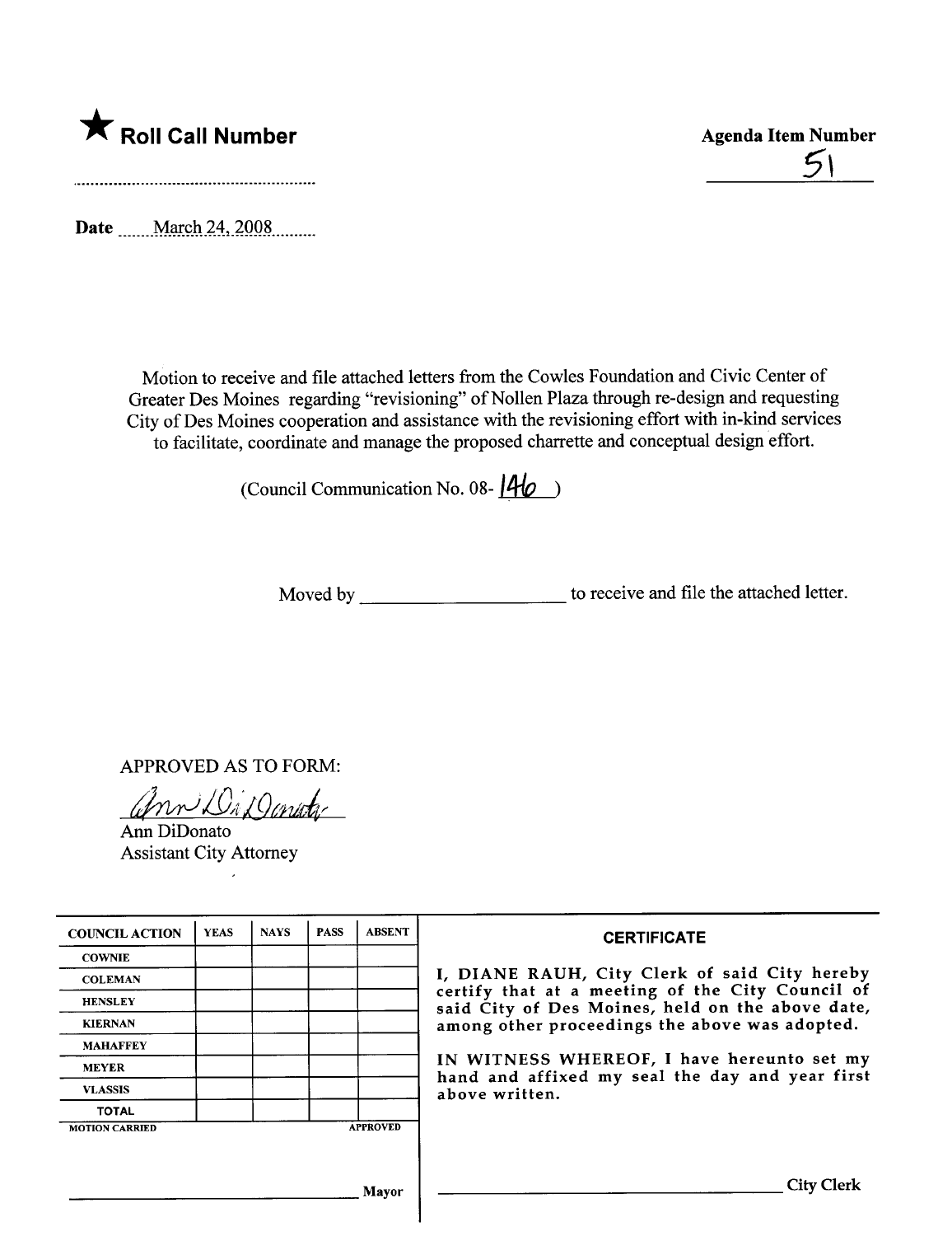★ **Roll Call Number**

**Agenda Item Number**

51

Date March 24, 2008

Motion to receive and file attached letters from the Cowles Foundation and Civic Center of Greater Des Moines regarding "revisioning" of Nollen Plaza through re-design and requesting City of Des Moines cooperation and assistance with the revisioning effort with in-kind services to facilitate, coordinate and manage the proposed charrette and conceptual design effort.

(Council Communication No. 08- 146 )

Moved by ____________________ to receive and file the attached letter.

APPROVED AS TO FORM:

Ann DiDonato
Assistant City Attorney

| COUNCIL ACTION | YEAS | NAYS | PASS | ABSENT |
|---|---|---|---|---|
| COWNIE | | | | |
| COLEMAN | | | | |
| HENSLEY | | | | |
| KIERNAN | | | | |
| MAHAFFEY | | | | |
| MEYER | | | | |
| VLASSIS | | | | |
| TOTAL | | | | |

MOTION CARRIED APPROVED

______________________ Mayor

**CERTIFICATE**

I, DIANE RAUH, City Clerk of said City hereby certify that at a meeting of the City Council of said City of Des Moines, held on the above date, among other proceedings the above was adopted.

IN WITNESS WHEREOF, I have hereunto set my hand and affixed my seal the day and year first above written.

______________________ City Clerk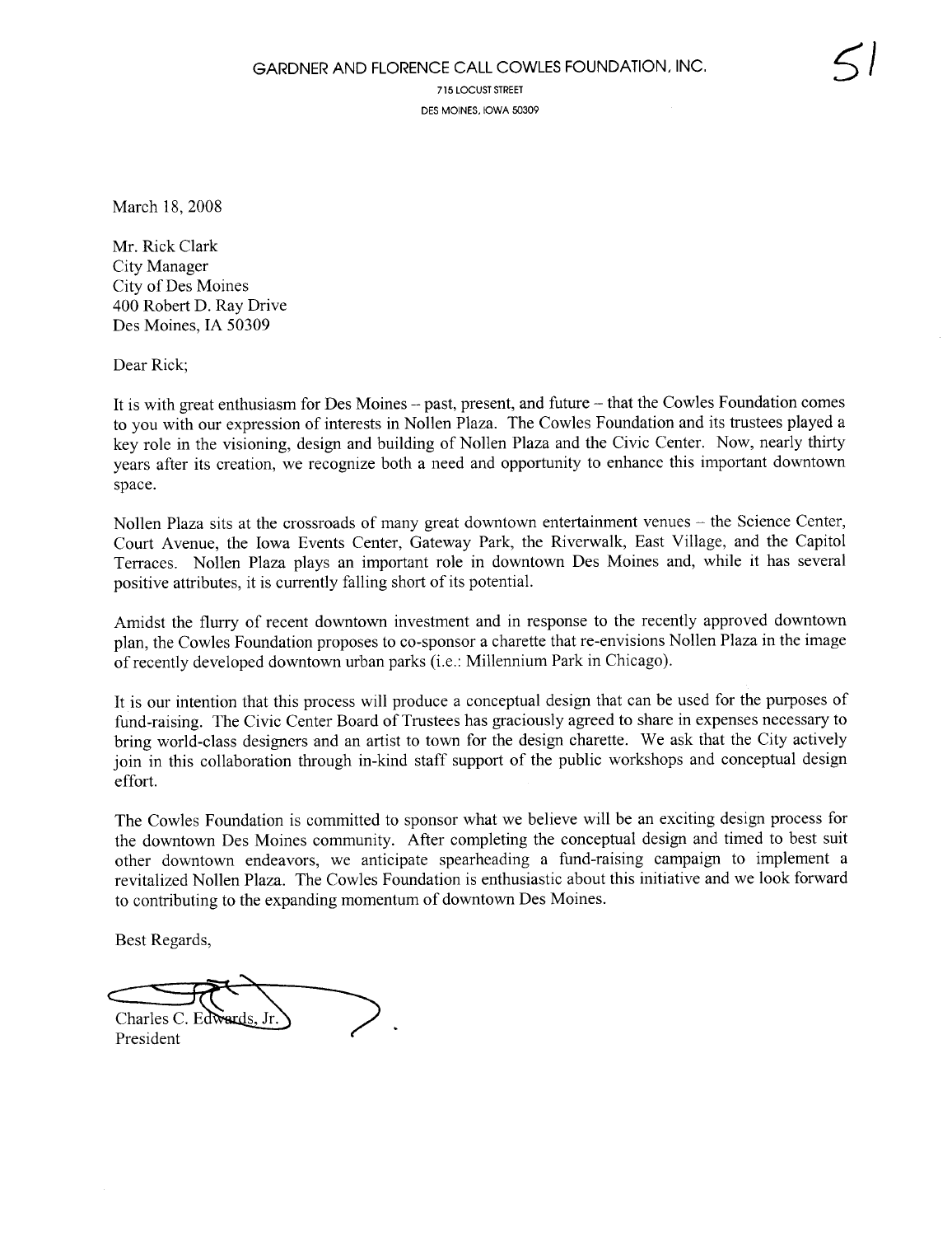GARDNER AND FLORENCE CALL COWLES FOUNDATION, INC.

715 LOCUST STREET

DES MOINES, IOWA 50309

51

March 18, 2008

Mr. Rick Clark
City Manager
City of Des Moines
400 Robert D. Ray Drive
Des Moines, IA 50309

Dear Rick;

It is with great enthusiasm for Des Moines – past, present, and future – that the Cowles Foundation comes to you with our expression of interests in Nollen Plaza. The Cowles Foundation and its trustees played a key role in the visioning, design and building of Nollen Plaza and the Civic Center. Now, nearly thirty years after its creation, we recognize both a need and opportunity to enhance this important downtown space.

Nollen Plaza sits at the crossroads of many great downtown entertainment venues – the Science Center, Court Avenue, the Iowa Events Center, Gateway Park, the Riverwalk, East Village, and the Capitol Terraces. Nollen Plaza plays an important role in downtown Des Moines and, while it has several positive attributes, it is currently falling short of its potential.

Amidst the flurry of recent downtown investment and in response to the recently approved downtown plan, the Cowles Foundation proposes to co-sponsor a charette that re-envisions Nollen Plaza in the image of recently developed downtown urban parks (i.e.: Millennium Park in Chicago).

It is our intention that this process will produce a conceptual design that can be used for the purposes of fund-raising. The Civic Center Board of Trustees has graciously agreed to share in expenses necessary to bring world-class designers and an artist to town for the design charette. We ask that the City actively join in this collaboration through in-kind staff support of the public workshops and conceptual design effort.

The Cowles Foundation is committed to sponsor what we believe will be an exciting design process for the downtown Des Moines community. After completing the conceptual design and timed to best suit other downtown endeavors, we anticipate spearheading a fund-raising campaign to implement a revitalized Nollen Plaza. The Cowles Foundation is enthusiastic about this initiative and we look forward to contributing to the expanding momentum of downtown Des Moines.

Best Regards,

Charles C. Edwards, Jr.
President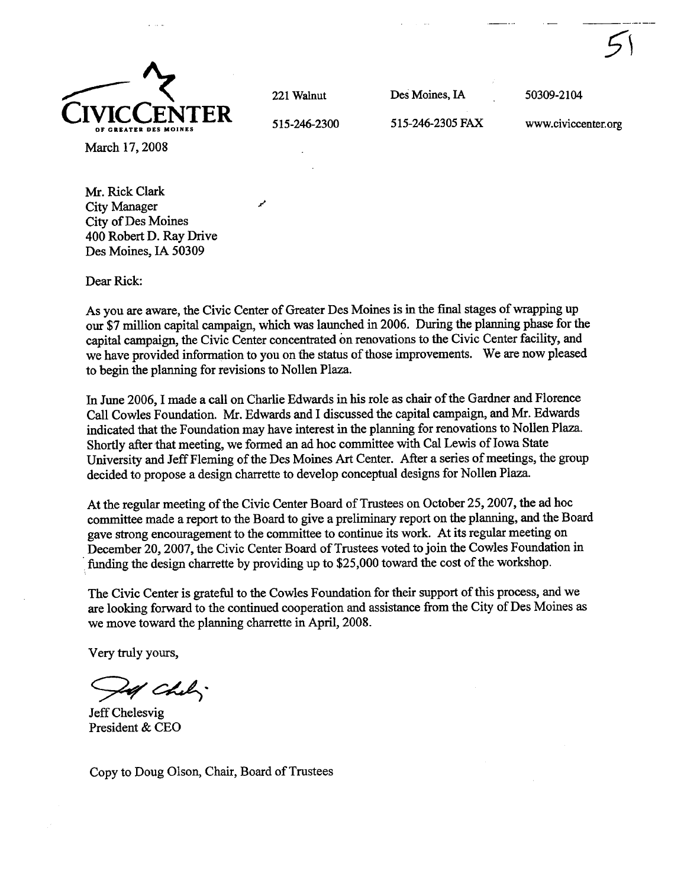**CIVIC CENTER**
OF GREATER DES MOINES

221 Walnut Des Moines, IA 50309-2104

515-246-2300 515-246-2305 FAX www.civiccenter.org

March 17, 2008

Mr. Rick Clark
City Manager
City of Des Moines
400 Robert D. Ray Drive
Des Moines, IA 50309

Dear Rick:

As you are aware, the Civic Center of Greater Des Moines is in the final stages of wrapping up our $7 million capital campaign, which was launched in 2006. During the planning phase for the capital campaign, the Civic Center concentrated on renovations to the Civic Center facility, and we have provided information to you on the status of those improvements. We are now pleased to begin the planning for revisions to Nollen Plaza.

In June 2006, I made a call on Charlie Edwards in his role as chair of the Gardner and Florence Call Cowles Foundation. Mr. Edwards and I discussed the capital campaign, and Mr. Edwards indicated that the Foundation may have interest in the planning for renovations to Nollen Plaza. Shortly after that meeting, we formed an ad hoc committee with Cal Lewis of Iowa State University and Jeff Fleming of the Des Moines Art Center. After a series of meetings, the group decided to propose a design charrette to develop conceptual designs for Nollen Plaza.

At the regular meeting of the Civic Center Board of Trustees on October 25, 2007, the ad hoc committee made a report to the Board to give a preliminary report on the planning, and the Board gave strong encouragement to the committee to continue its work. At its regular meeting on December 20, 2007, the Civic Center Board of Trustees voted to join the Cowles Foundation in funding the design charrette by providing up to $25,000 toward the cost of the workshop.

The Civic Center is grateful to the Cowles Foundation for their support of this process, and we are looking forward to the continued cooperation and assistance from the City of Des Moines as we move toward the planning charrette in April, 2008.

Very truly yours,

Jeff Chelesvig
President & CEO

Copy to Doug Olson, Chair, Board of Trustees